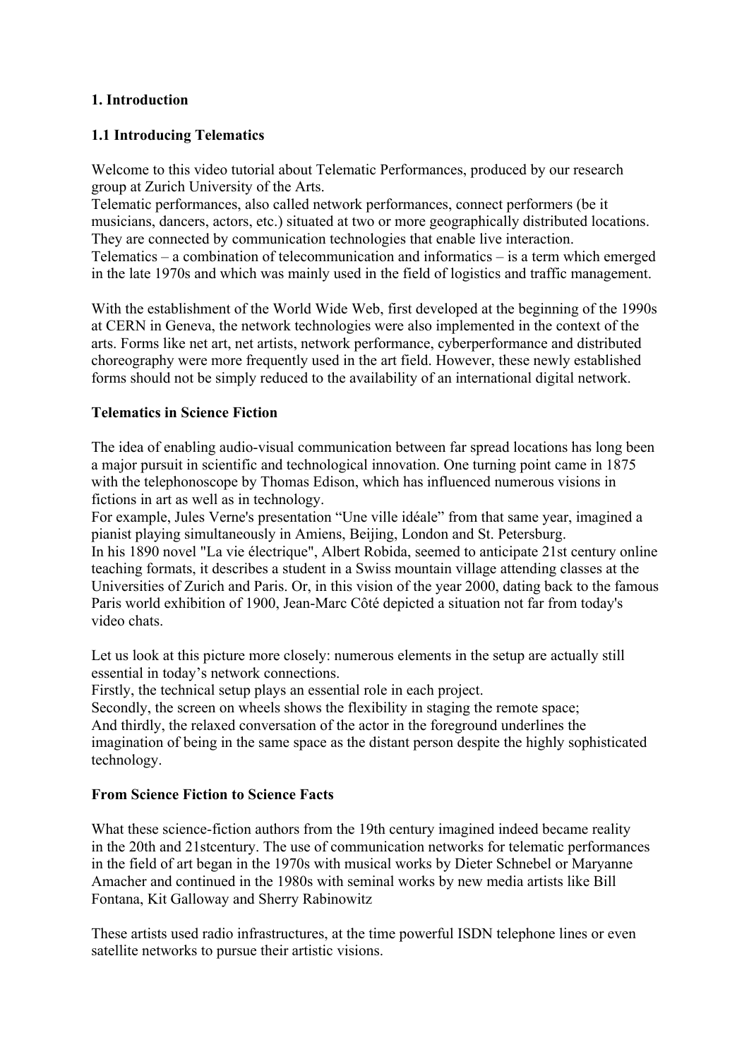## 1. Introduction

### 1.1 Introducing Telematics

Welcome to this video tutorial about Telematic Performances, produced by our research group at Zurich University of the Arts.
Telematic performances, also called network performances, connect performers (be it musicians, dancers, actors, etc.) situated at two or more geographically distributed locations. They are connected by communication technologies that enable live interaction.
Telematics – a combination of telecommunication and informatics – is a term which emerged in the late 1970s and which was mainly used in the field of logistics and traffic management.

With the establishment of the World Wide Web, first developed at the beginning of the 1990s at CERN in Geneva, the network technologies were also implemented in the context of the arts. Forms like net art, net artists, network performance, cyberperformance and distributed choreography were more frequently used in the art field. However, these newly established forms should not be simply reduced to the availability of an international digital network.

### Telematics in Science Fiction

The idea of enabling audio-visual communication between far spread locations has long been a major pursuit in scientific and technological innovation. One turning point came in 1875 with the telephonoscope by Thomas Edison, which has influenced numerous visions in fictions in art as well as in technology.
For example, Jules Verne's presentation "Une ville idéale" from that same year, imagined a pianist playing simultaneously in Amiens, Beijing, London and St. Petersburg.
In his 1890 novel "La vie électrique", Albert Robida, seemed to anticipate 21st century online teaching formats, it describes a student in a Swiss mountain village attending classes at the Universities of Zurich and Paris. Or, in this vision of the year 2000, dating back to the famous Paris world exhibition of 1900, Jean-Marc Côté depicted a situation not far from today's video chats.

Let us look at this picture more closely: numerous elements in the setup are actually still essential in today's network connections.
Firstly, the technical setup plays an essential role in each project.
Secondly, the screen on wheels shows the flexibility in staging the remote space;
And thirdly, the relaxed conversation of the actor in the foreground underlines the imagination of being in the same space as the distant person despite the highly sophisticated technology.

### From Science Fiction to Science Facts

What these science-fiction authors from the 19th century imagined indeed became reality in the 20th and 21stcentury. The use of communication networks for telematic performances in the field of art began in the 1970s with musical works by Dieter Schnebel or Maryanne Amacher and continued in the 1980s with seminal works by new media artists like Bill Fontana, Kit Galloway and Sherry Rabinowitz

These artists used radio infrastructures, at the time powerful ISDN telephone lines or even satellite networks to pursue their artistic visions.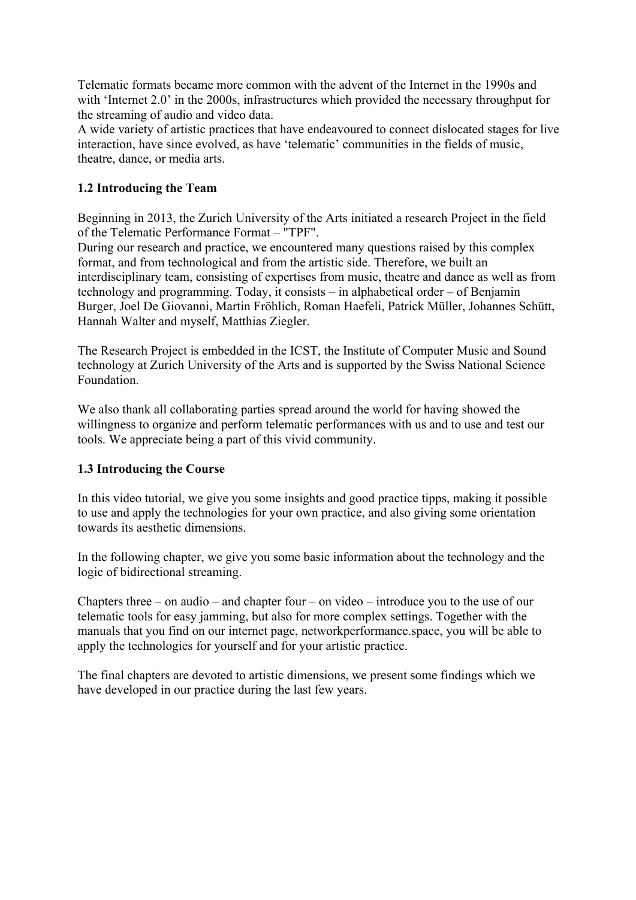Telematic formats became more common with the advent of the Internet in the 1990s and with 'Internet 2.0' in the 2000s, infrastructures which provided the necessary throughput for the streaming of audio and video data.
A wide variety of artistic practices that have endeavoured to connect dislocated stages for live interaction, have since evolved, as have 'telematic' communities in the fields of music, theatre, dance, or media arts.

### 1.2 Introducing the Team

Beginning in 2013, the Zurich University of the Arts initiated a research Project in the field of the Telematic Performance Format – "TPF".
During our research and practice, we encountered many questions raised by this complex format, and from technological and from the artistic side. Therefore, we built an interdisciplinary team, consisting of expertises from music, theatre and dance as well as from technology and programming. Today, it consists – in alphabetical order – of Benjamin Burger, Joel De Giovanni, Martin Fröhlich, Roman Haefeli, Patrick Müller, Johannes Schütt, Hannah Walter and myself, Matthias Ziegler.

The Research Project is embedded in the ICST, the Institute of Computer Music and Sound technology at Zurich University of the Arts and is supported by the Swiss National Science Foundation.

We also thank all collaborating parties spread around the world for having showed the willingness to organize and perform telematic performances with us and to use and test our tools. We appreciate being a part of this vivid community.

### 1.3 Introducing the Course

In this video tutorial, we give you some insights and good practice tipps, making it possible to use and apply the technologies for your own practice, and also giving some orientation towards its aesthetic dimensions.

In the following chapter, we give you some basic information about the technology and the logic of bidirectional streaming.

Chapters three – on audio – and chapter four – on video – introduce you to the use of our telematic tools for easy jamming, but also for more complex settings. Together with the manuals that you find on our internet page, networkperformance.space, you will be able to apply the technologies for yourself and for your artistic practice.

The final chapters are devoted to artistic dimensions, we present some findings which we have developed in our practice during the last few years.